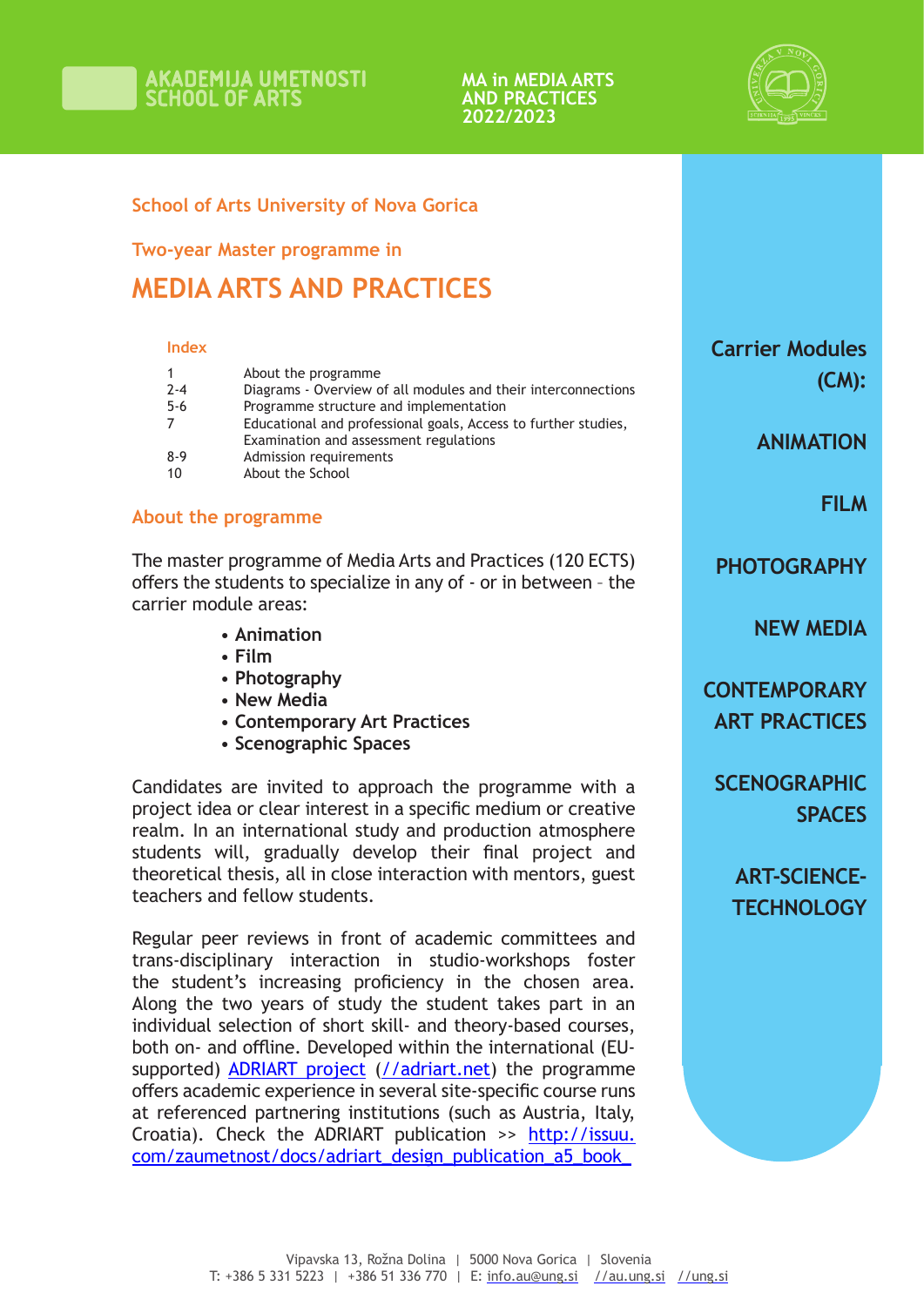AKADEMIJA UMETNOSTI
SCHOOL OF ARTS

MA in MEDIA ARTS AND PRACTICES 2022/2023

### School of Arts University of Nova Gorica

### Two-year Master programme in

# MEDIA ARTS AND PRACTICES

**Index**

| | |
|---|---|
| 1 | About the programme |
| 2-4 | Diagrams - Overview of all modules and their interconnections |
| 5-6 | Programme structure and implementation |
| 7 | Educational and professional goals, Access to further studies, Examination and assessment regulations |
| 8-9 | Admission requirements |
| 10 | About the School |

## About the programme

The master programme of Media Arts and Practices (120 ECTS) offers the students to specialize in any of - or in between – the carrier module areas:

- **Animation**
- **Film**
- **Photography**
- **New Media**
- **Contemporary Art Practices**
- **Scenographic Spaces**

Candidates are invited to approach the programme with a project idea or clear interest in a specific medium or creative realm. In an international study and production atmosphere students will, gradually develop their final project and theoretical thesis, all in close interaction with mentors, guest teachers and fellow students.

Regular peer reviews in front of academic committees and trans-disciplinary interaction in studio-workshops foster the student's increasing proficiency in the chosen area. Along the two years of study the student takes part in an individual selection of short skill- and theory-based courses, both on- and offline. Developed within the international (EU-supported) ADRIART project (//adriart.net) the programme offers academic experience in several site-specific course runs at referenced partnering institutions (such as Austria, Italy, Croatia). Check the ADRIART publication >> http://issuu.com/zaumetnost/docs/adriart_design_publication_a5_book_

**Carrier Modules (CM):**

**ANIMATION**

**FILM**

**PHOTOGRAPHY**

**NEW MEDIA**

**CONTEMPORARY ART PRACTICES**

**SCENOGRAPHIC SPACES**

**ART-SCIENCE-TECHNOLOGY**

Vipavska 13, Rožna Dolina | 5000 Nova Gorica | Slovenia
T: +386 5 331 5223 | +386 51 336 770 | E: info.au@ung.si //au.ung.si //ung.si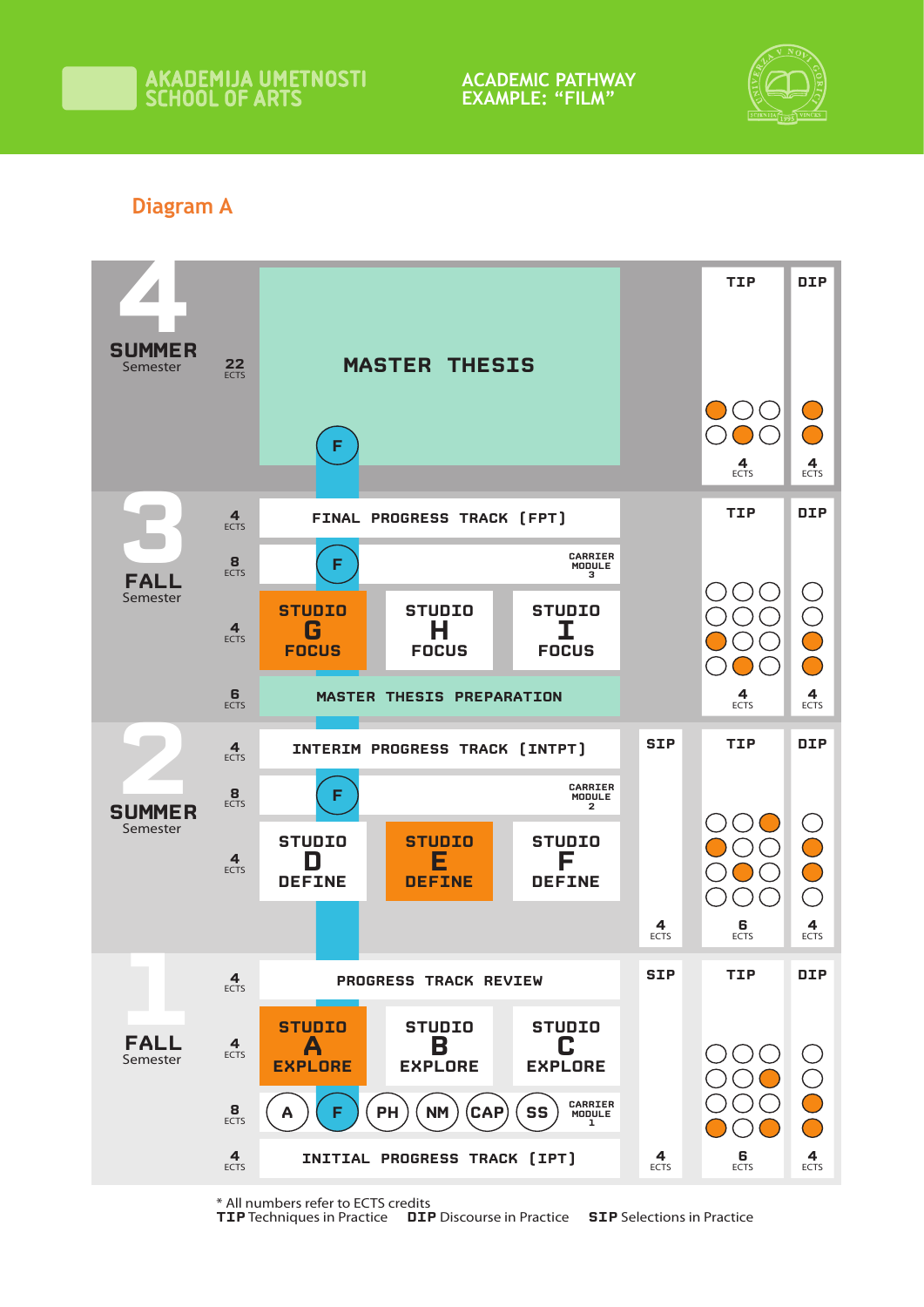AKADEMIJA UMETNOSTI
SCHOOL OF ARTS

ACADEMIC PATHWAY
EXAMPLE: "FILM"

## Diagram A

| Semester | ECTS | Content | SIP | TIP | DIP |
|---|---|---|---|---|---|
| 4 SUMMER Semester | 22 ECTS | MASTER THESIS (F) | | 4 ECTS | 4 ECTS |
| 3 FALL Semester | 4 ECTS | FINAL PROGRESS TRACK [FPT] | | 4 ECTS | 4 ECTS |
| | 8 ECTS | F — CARRIER MODULE 3 | | | |
| | 4 ECTS | STUDIO G FOCUS / STUDIO H FOCUS / STUDIO I FOCUS | | | |
| | 6 ECTS | MASTER THESIS PREPARATION | | | |
| 2 SUMMER Semester | 4 ECTS | INTERIM PROGRESS TRACK [INTPT] | 4 ECTS | 6 ECTS | 4 ECTS |
| | 8 ECTS | F — CARRIER MODULE 2 | | | |
| | 4 ECTS | STUDIO D DEFINE / STUDIO E DEFINE / STUDIO F DEFINE | | | |
| 1 FALL Semester | 4 ECTS | PROGRESS TRACK REVIEW | 4 ECTS | 6 ECTS | 4 ECTS |
| | 4 ECTS | STUDIO A EXPLORE / STUDIO B EXPLORE / STUDIO C EXPLORE | | | |
| | 8 ECTS | A, F, PH, NM, CAP, SS — CARRIER MODULE 1 | | | |
| | 4 ECTS | INITIAL PROGRESS TRACK [IPT] | | | |

* All numbers refer to ECTS credits

**TIP** Techniques in Practice **DIP** Discourse in Practice **SIP** Selections in Practice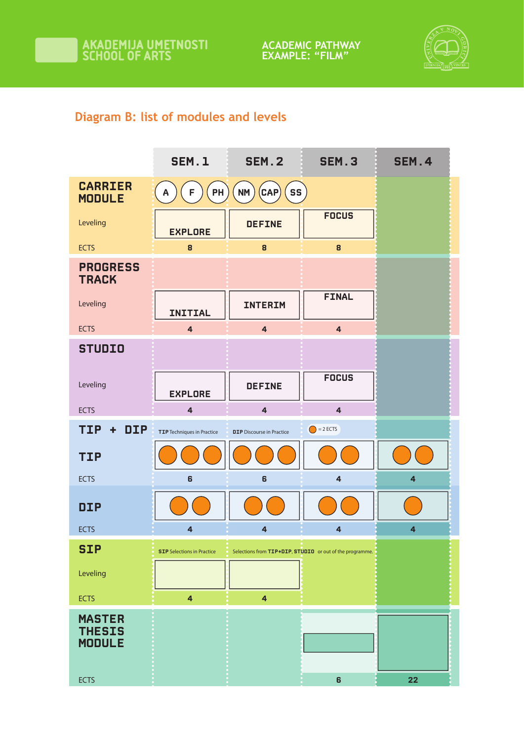AKADEMIJA UMETNOSTI
SCHOOL OF ARTS

ACADEMIC PATHWAY
EXAMPLE: "FILM"

## Diagram B: list of modules and levels

| | SEM.1 | SEM.2 | SEM.3 | SEM.4 |
|---|---|---|---|---|
| **CARRIER MODULE** | A, F, PH | NM, CAP, SS | | |
| Leveling | EXPLORE | DEFINE | FOCUS | |
| ECTS | 8 | 8 | 8 | |
| **PROGRESS TRACK** | | | | |
| Leveling | INITIAL | INTERIM | FINAL | |
| ECTS | 4 | 4 | 4 | |
| **STUDIO** | | | | |
| Leveling | EXPLORE | DEFINE | FOCUS | |
| ECTS | 4 | 4 | 4 | |
| **TIP + DIP** | **TIP** Techniques in Practice | **DIP** Discourse in Practice | ● = 2 ECTS | |
| **TIP** | ● ● ● | ● ● ● | ● ● | ● ● |
| ECTS | 6 | 6 | 4 | 4 |
| **DIP** | ● ● | ● ● | ● ● | ● |
| ECTS | 4 | 4 | 4 | 4 |
| **SIP** | **SIP** Selections in Practice | Selections from **TIP+DIP**, **STUDIO** or out of the programme. | | |
| Leveling | | | | |
| ECTS | 4 | 4 | | |
| **MASTER THESIS MODULE** | | | | |
| ECTS | | | 6 | 22 |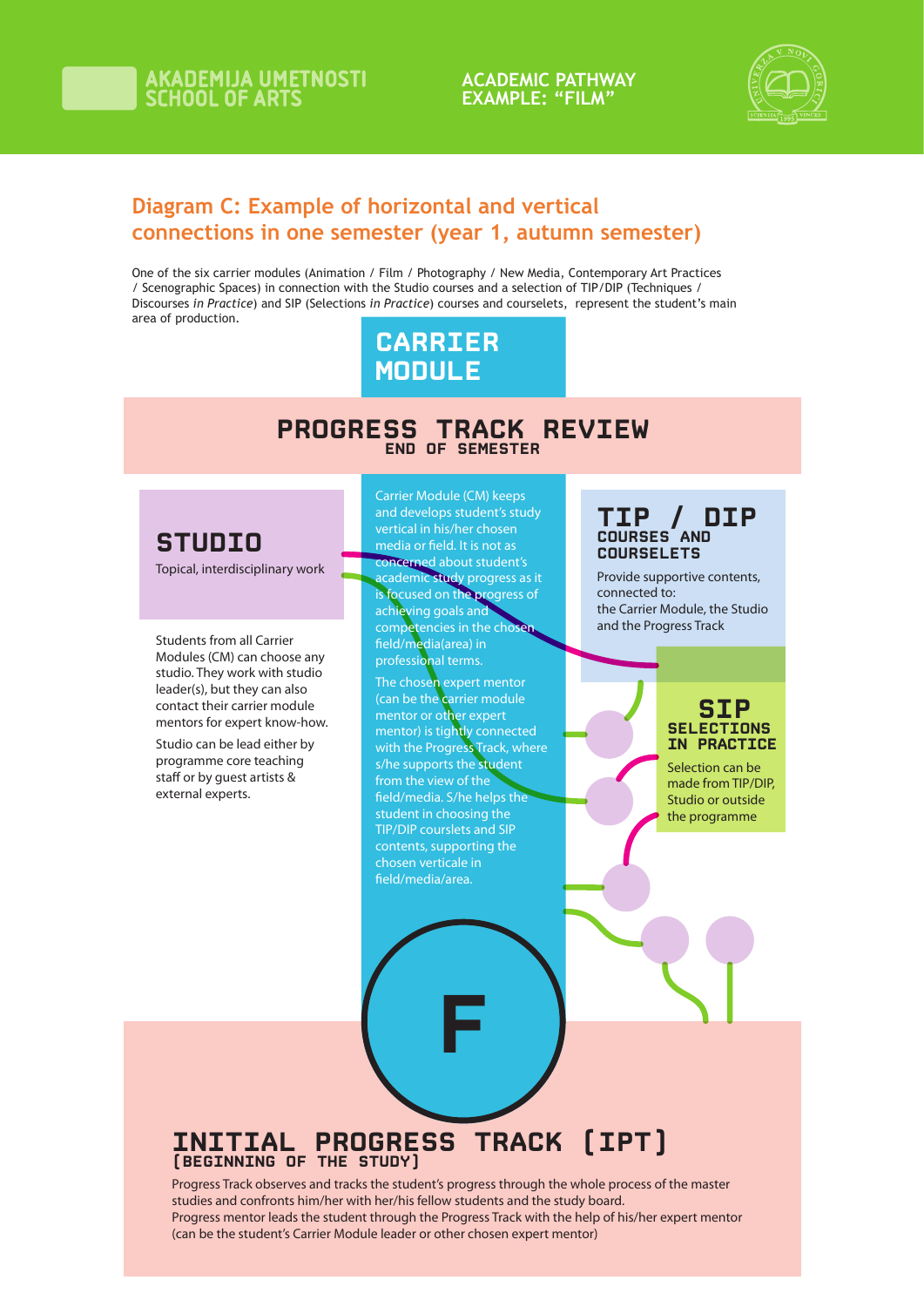## Diagram C: Example of horizontal and vertical connections in one semester (year 1, autumn semester)

One of the six carrier modules (Animation / Film / Photography / New Media, Contemporary Art Practices / Scenographic Spaces) in connection with the Studio courses and a selection of TIP/DIP (Techniques / Discourses *in Practice*) and SIP (Selections *in Practice*) courses and courselets, represent the student's main area of production.

### CARRIER MODULE

### PROGRESS TRACK REVIEW

**END OF SEMESTER**

### STUDIO

Topical, interdisciplinary work

Students from all Carrier Modules (CM) can choose any studio. They work with studio leader(s), but they can also contact their carrier module mentors for expert know-how.

Studio can be lead either by programme core teaching staff or by guest artists & external experts.

Carrier Module (CM) keeps and develops student's study vertical in his/her chosen media or field. It is not as concerned about student's academic study progress as it is focused on the progress of achieving goals and competencies in the chosen field/media(area) in professional terms.

The chosen expert mentor (can be the carrier module mentor or other expert mentor) is tightly connected with the Progress Track, where s/he supports the student from the view of the field/media. S/he helps the student in choosing the TIP/DIP courslets and SIP contents, supporting the chosen verticale in field/media/area.

### TIP / DIP

**COURSES AND COURSELETS**

Provide supportive contents, connected to:
the Carrier Module, the Studio and the Progress Track

### SIP

**SELECTIONS IN PRACTICE**

Selection can be made from TIP/DIP, Studio or outside the programme

F

### INITIAL PROGRESS TRACK (IPT)

**(BEGINNING OF THE STUDY)**

Progress Track observes and tracks the student's progress through the whole process of the master studies and confronts him/her with her/his fellow students and the study board.
Progress mentor leads the student through the Progress Track with the help of his/her expert mentor (can be the student's Carrier Module leader or other chosen expert mentor)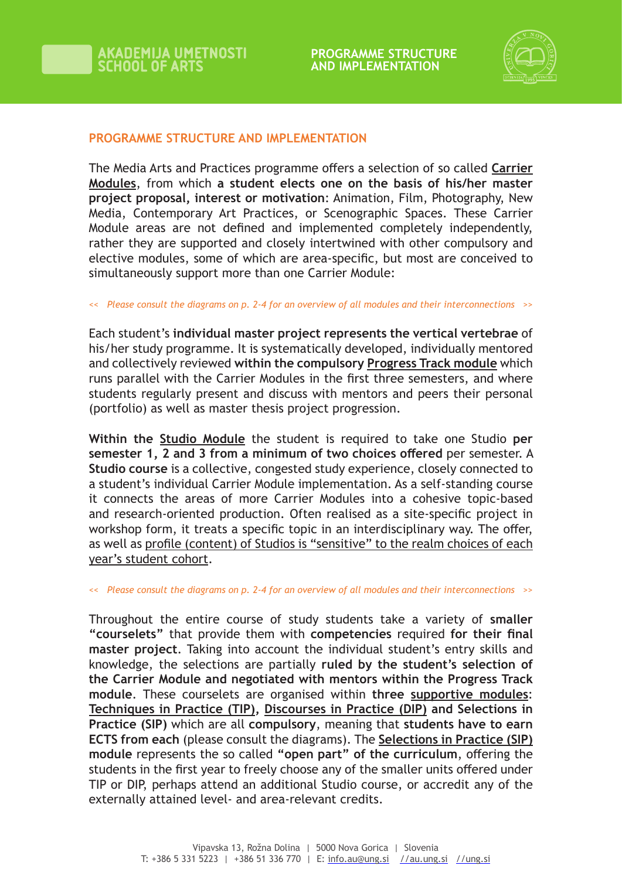## PROGRAMME STRUCTURE AND IMPLEMENTATION

The Media Arts and Practices programme offers a selection of so called **Carrier Modules**, from which **a student elects one on the basis of his/her master project proposal, interest or motivation**: Animation, Film, Photography, New Media, Contemporary Art Practices, or Scenographic Spaces. These Carrier Module areas are not defined and implemented completely independently, rather they are supported and closely intertwined with other compulsory and elective modules, some of which are area-specific, but most are conceived to simultaneously support more than one Carrier Module:

*<< Please consult the diagrams on p. 2-4 for an overview of all modules and their interconnections >>*

Each student's **individual master project represents the vertical vertebrae** of his/her study programme. It is systematically developed, individually mentored and collectively reviewed **within the compulsory Progress Track module** which runs parallel with the Carrier Modules in the first three semesters, and where students regularly present and discuss with mentors and peers their personal (portfolio) as well as master thesis project progression.

**Within the Studio Module** the student is required to take one Studio **per semester 1, 2 and 3 from a minimum of two choices offered** per semester. A **Studio course** is a collective, congested study experience, closely connected to a student's individual Carrier Module implementation. As a self-standing course it connects the areas of more Carrier Modules into a cohesive topic-based and research-oriented production. Often realised as a site-specific project in workshop form, it treats a specific topic in an interdisciplinary way. The offer, as well as profile (content) of Studios is "sensitive" to the realm choices of each year's student cohort.

*<< Please consult the diagrams on p. 2-4 for an overview of all modules and their interconnections >>*

Throughout the entire course of study students take a variety of **smaller "courselets"** that provide them with **competencies** required **for their final master project**. Taking into account the individual student's entry skills and knowledge, the selections are partially **ruled by the student's selection of the Carrier Module and negotiated with mentors within the Progress Track module**. These courselets are organised within **three supportive modules**: **Techniques in Practice (TIP), Discourses in Practice (DIP) and Selections in Practice (SIP)** which are all **compulsory**, meaning that **students have to earn ECTS from each** (please consult the diagrams). The **Selections in Practice (SIP) module** represents the so called **"open part" of the curriculum**, offering the students in the first year to freely choose any of the smaller units offered under TIP or DIP, perhaps attend an additional Studio course, or accredit any of the externally attained level- and area-relevant credits.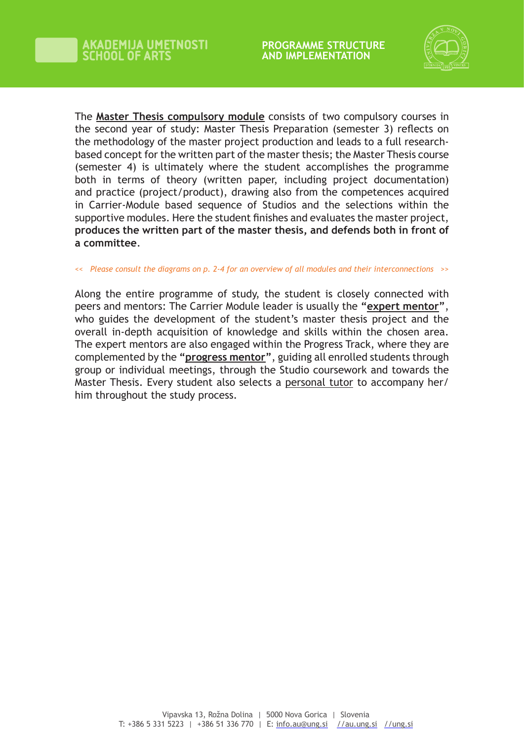The **Master Thesis compulsory module** consists of two compulsory courses in the second year of study: Master Thesis Preparation (semester 3) reflects on the methodology of the master project production and leads to a full research-based concept for the written part of the master thesis; the Master Thesis course (semester 4) is ultimately where the student accomplishes the programme both in terms of theory (written paper, including project documentation) and practice (project/product), drawing also from the competences acquired in Carrier-Module based sequence of Studios and the selections within the supportive modules. Here the student finishes and evaluates the master project, **produces the written part of the master thesis, and defends both in front of a committee**.

*<< Please consult the diagrams on p. 2-4 for an overview of all modules and their interconnections >>*

Along the entire programme of study, the student is closely connected with peers and mentors: The Carrier Module leader is usually the **"expert mentor"**, who guides the development of the student's master thesis project and the overall in-depth acquisition of knowledge and skills within the chosen area. The expert mentors are also engaged within the Progress Track, where they are complemented by the **"progress mentor"**, guiding all enrolled students through group or individual meetings, through the Studio coursework and towards the Master Thesis. Every student also selects a personal tutor to accompany her/him throughout the study process.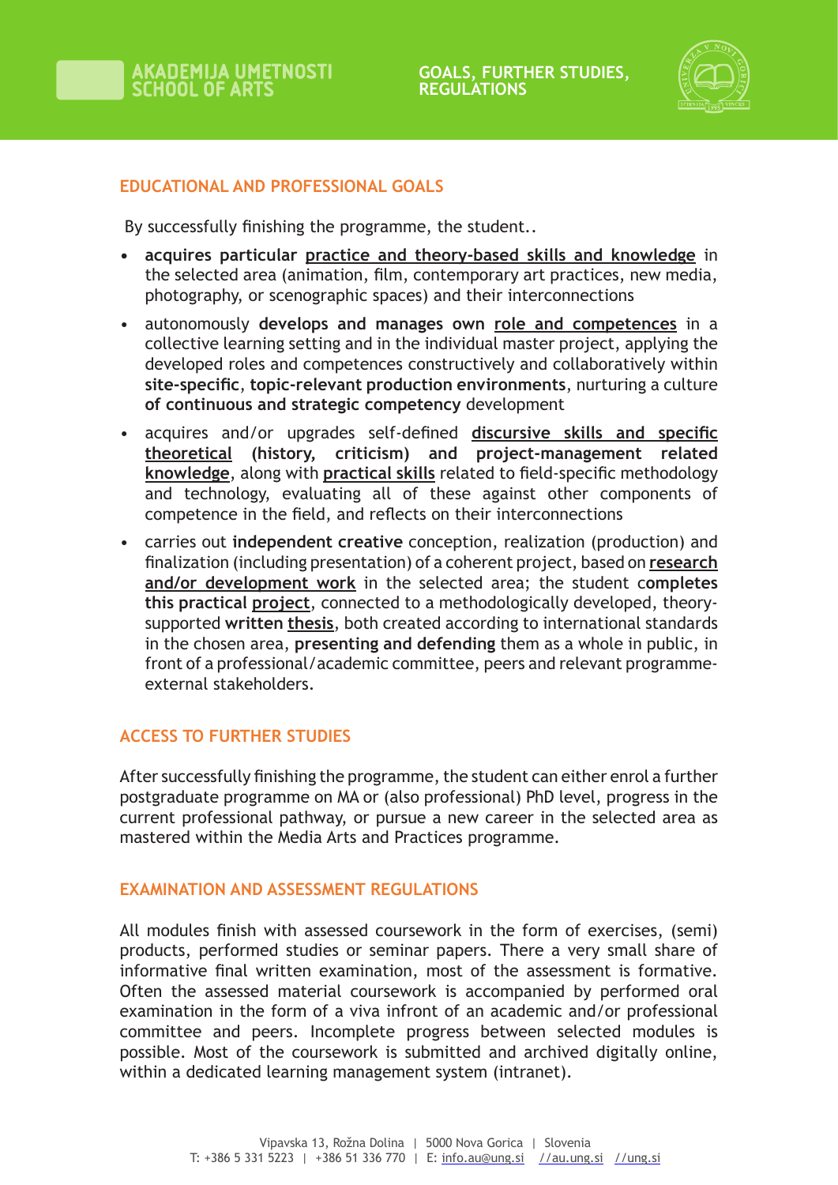## EDUCATIONAL AND PROFESSIONAL GOALS

By successfully finishing the programme, the student..

- **acquires particular practice and theory-based skills and knowledge** in the selected area (animation, film, contemporary art practices, new media, photography, or scenographic spaces) and their interconnections
- autonomously **develops and manages own role and competences** in a collective learning setting and in the individual master project, applying the developed roles and competences constructively and collaboratively within **site-specific**, **topic-relevant production environments**, nurturing a culture **of continuous and strategic competency** development
- acquires and/or upgrades self-defined **discursive skills and specific theoretical (history, criticism) and project-management related knowledge**, along with **practical skills** related to field-specific methodology and technology, evaluating all of these against other components of competence in the field, and reflects on their interconnections
- carries out **independent creative** conception, realization (production) and finalization (including presentation) of a coherent project, based on **research and/or development work** in the selected area; the student c**ompletes this practical project**, connected to a methodologically developed, theory-supported **written thesis**, both created according to international standards in the chosen area, **presenting and defending** them as a whole in public, in front of a professional/academic committee, peers and relevant programme-external stakeholders.

## ACCESS TO FURTHER STUDIES

After successfully finishing the programme, the student can either enrol a further postgraduate programme on MA or (also professional) PhD level, progress in the current professional pathway, or pursue a new career in the selected area as mastered within the Media Arts and Practices programme.

## EXAMINATION AND ASSESSMENT REGULATIONS

All modules finish with assessed coursework in the form of exercises, (semi) products, performed studies or seminar papers. There a very small share of informative final written examination, most of the assessment is formative. Often the assessed material coursework is accompanied by performed oral examination in the form of a viva infront of an academic and/or professional committee and peers. Incomplete progress between selected modules is possible. Most of the coursework is submitted and archived digitally online, within a dedicated learning management system (intranet).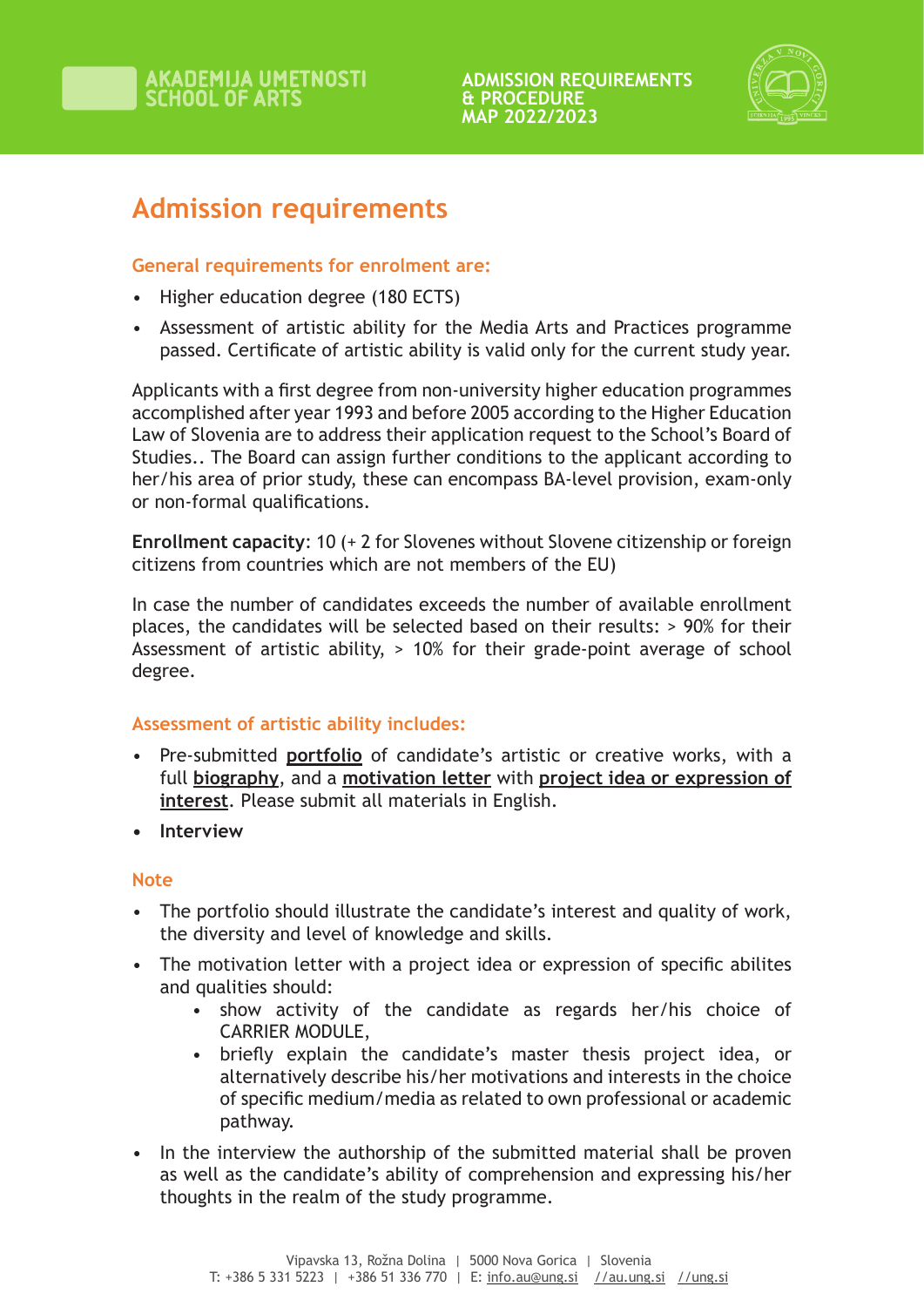# Admission requirements

### General requirements for enrolment are:

- Higher education degree (180 ECTS)
- Assessment of artistic ability for the Media Arts and Practices programme passed. Certificate of artistic ability is valid only for the current study year.

Applicants with a first degree from non-university higher education programmes accomplished after year 1993 and before 2005 according to the Higher Education Law of Slovenia are to address their application request to the School's Board of Studies.. The Board can assign further conditions to the applicant according to her/his area of prior study, these can encompass BA-level provision, exam-only or non-formal qualifications.

**Enrollment capacity**: 10 (+ 2 for Slovenes without Slovene citizenship or foreign citizens from countries which are not members of the EU)

In case the number of candidates exceeds the number of available enrollment places, the candidates will be selected based on their results: > 90% for their Assessment of artistic ability, > 10% for their grade-point average of school degree.

### Assessment of artistic ability includes:

- Pre-submitted **portfolio** of candidate's artistic or creative works, with a full **biography**, and a **motivation letter** with **project idea or expression of interest**. Please submit all materials in English.
- **Interview**

### Note

- The portfolio should illustrate the candidate's interest and quality of work, the diversity and level of knowledge and skills.
- The motivation letter with a project idea or expression of specific abilites and qualities should:
  - show activity of the candidate as regards her/his choice of CARRIER MODULE,
  - briefly explain the candidate's master thesis project idea, or alternatively describe his/her motivations and interests in the choice of specific medium/media as related to own professional or academic pathway.
- In the interview the authorship of the submitted material shall be proven as well as the candidate's ability of comprehension and expressing his/her thoughts in the realm of the study programme.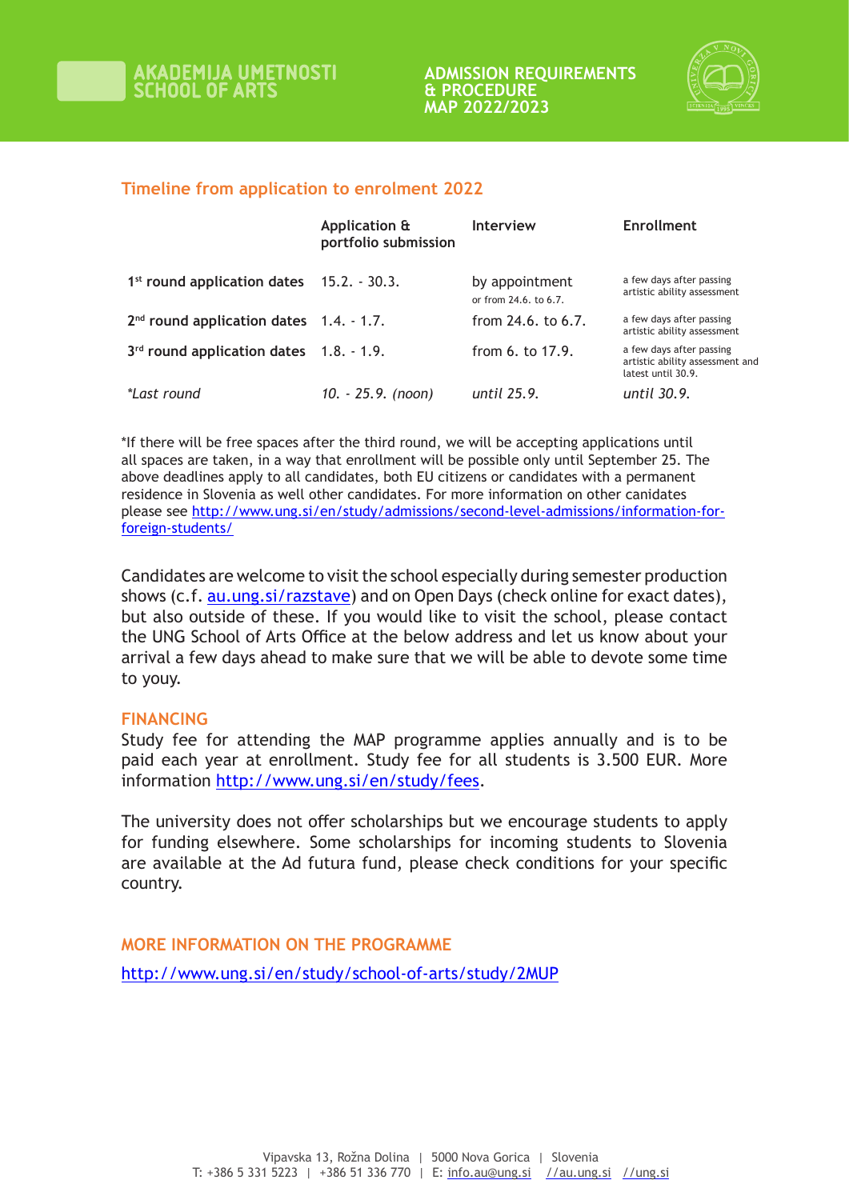## Timeline from application to enrolment 2022

| | Application & portfolio submission | Interview | Enrollment |
|---|---|---|---|
| 1st round application dates | 15.2. - 30.3. | by appointment or from 24.6. to 6.7. | a few days after passing artistic ability assessment |
| 2nd round application dates | 1.4. - 1.7. | from 24.6. to 6.7. | a few days after passing artistic ability assessment |
| 3rd round application dates | 1.8. - 1.9. | from 6. to 17.9. | a few days after passing artistic ability assessment and latest until 30.9. |
| *\*Last round* | *10. - 25.9. (noon)* | *until 25.9.* | *until 30.9.* |

*If there will be free spaces after the third round, we will be accepting applications until all spaces are taken, in a way that enrollment will be possible only until September 25. The above deadlines apply to all candidates, both EU citizens or candidates with a permanent residence in Slovenia as well other candidates. For more information on other canidates please see http://www.ung.si/en/study/admissions/second-level-admissions/information-for-foreign-students/

Candidates are welcome to visit the school especially during semester production shows (c.f. au.ung.si/razstave) and on Open Days (check online for exact dates), but also outside of these. If you would like to visit the school, please contact the UNG School of Arts Office at the below address and let us know about your arrival a few days ahead to make sure that we will be able to devote some time to youy.

### FINANCING

Study fee for attending the MAP programme applies annually and is to be paid each year at enrollment. Study fee for all students is 3.500 EUR. More information http://www.ung.si/en/study/fees.

The university does not offer scholarships but we encourage students to apply for funding elsewhere. Some scholarships for incoming students to Slovenia are available at the Ad futura fund, please check conditions for your specific country.

### MORE INFORMATION ON THE PROGRAMME

http://www.ung.si/en/study/school-of-arts/study/2MUP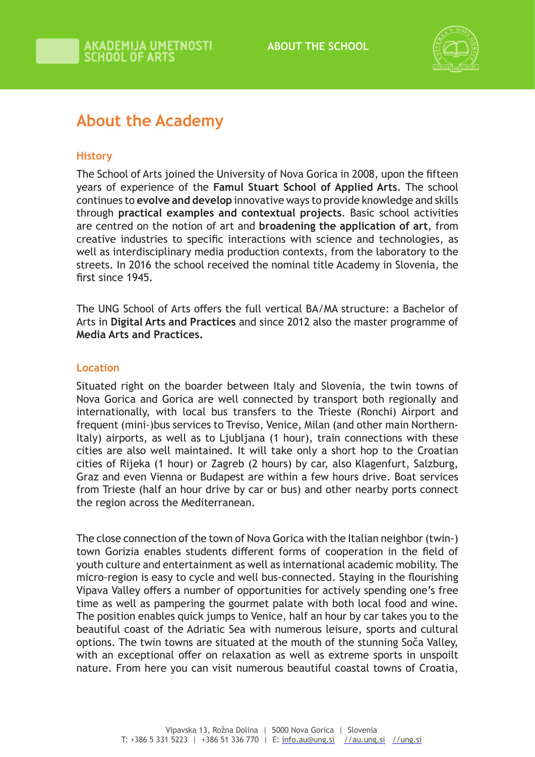# About the Academy

## History

The School of Arts joined the University of Nova Gorica in 2008, upon the fifteen years of experience of the **Famul Stuart School of Applied Arts**. The school continues to **evolve and develop** innovative ways to provide knowledge and skills through **practical examples and contextual projects**. Basic school activities are centred on the notion of art and **broadening the application of art**, from creative industries to specific interactions with science and technologies, as well as interdisciplinary media production contexts, from the laboratory to the streets. In 2016 the school received the nominal title Academy in Slovenia, the first since 1945.

The UNG School of Arts offers the full vertical BA/MA structure: a Bachelor of Arts in **Digital Arts and Practices** and since 2012 also the master programme of **Media Arts and Practices.**

## Location

Situated right on the boarder between Italy and Slovenia, the twin towns of Nova Gorica and Gorica are well connected by transport both regionally and internationally, with local bus transfers to the Trieste (Ronchi) Airport and frequent (mini-)bus services to Treviso, Venice, Milan (and other main Northern-Italy) airports, as well as to Ljubljana (1 hour), train connections with these cities are also well maintained. It will take only a short hop to the Croatian cities of Rijeka (1 hour) or Zagreb (2 hours) by car, also Klagenfurt, Salzburg, Graz and even Vienna or Budapest are within a few hours drive. Boat services from Trieste (half an hour drive by car or bus) and other nearby ports connect the region across the Mediterranean.

The close connection of the town of Nova Gorica with the Italian neighbor (twin-) town Gorizia enables students different forms of cooperation in the field of youth culture and entertainment as well as international academic mobility. The micro-region is easy to cycle and well bus-connected. Staying in the flourishing Vipava Valley offers a number of opportunities for actively spending one's free time as well as pampering the gourmet palate with both local food and wine. The position enables quick jumps to Venice, half an hour by car takes you to the beautiful coast of the Adriatic Sea with numerous leisure, sports and cultural options. The twin towns are situated at the mouth of the stunning Soča Valley, with an exceptional offer on relaxation as well as extreme sports in unspoilt nature. From here you can visit numerous beautiful coastal towns of Croatia,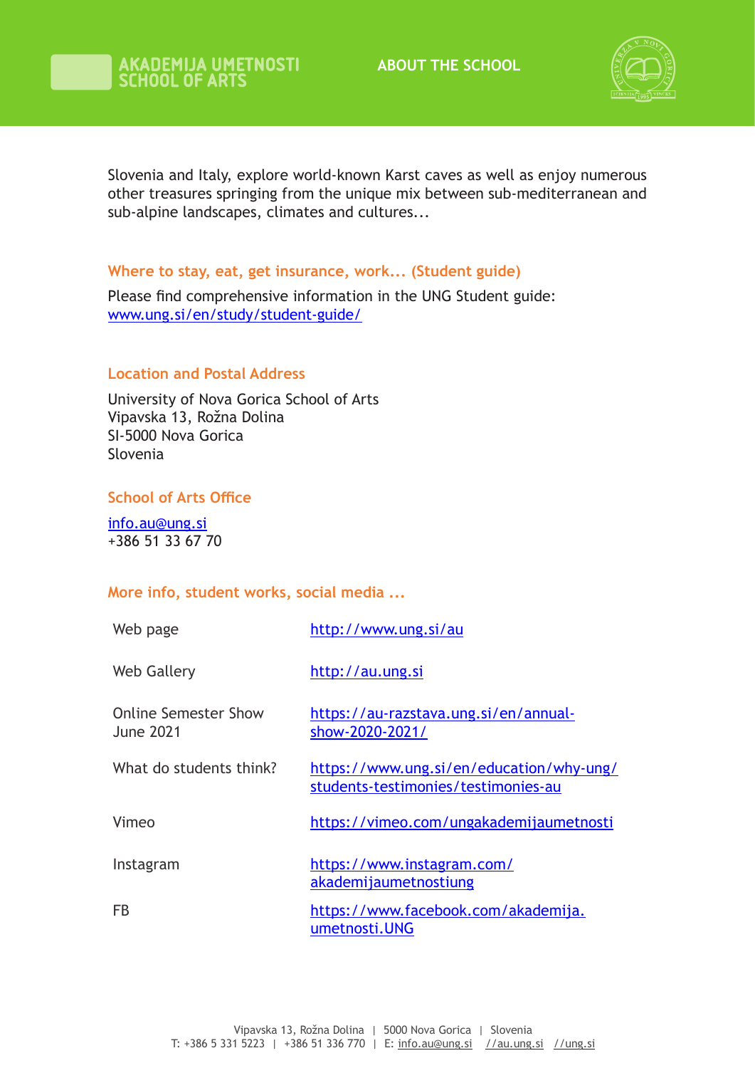Slovenia and Italy, explore world-known Karst caves as well as enjoy numerous other treasures springing from the unique mix between sub-mediterranean and sub-alpine landscapes, climates and cultures...

## Where to stay, eat, get insurance, work... (Student guide)

Please find comprehensive information in the UNG Student guide: www.ung.si/en/study/student-guide/

## Location and Postal Address

University of Nova Gorica School of Arts
Vipavska 13, Rožna Dolina
SI-5000 Nova Gorica
Slovenia

## School of Arts Office

info.au@ung.si
+386 51 33 67 70

## More info, student works, social media ...

| | |
|---|---|
| Web page | http://www.ung.si/au |
| Web Gallery | http://au.ung.si |
| Online Semester Show June 2021 | https://au-razstava.ung.si/en/annual-show-2020-2021/ |
| What do students think? | https://www.ung.si/en/education/why-ung/students-testimonies/testimonies-au |
| Vimeo | https://vimeo.com/ungakademijaumetnosti |
| Instagram | https://www.instagram.com/akademijaumetnostiung |
| FB | https://www.facebook.com/akademija.umetnosti.UNG |